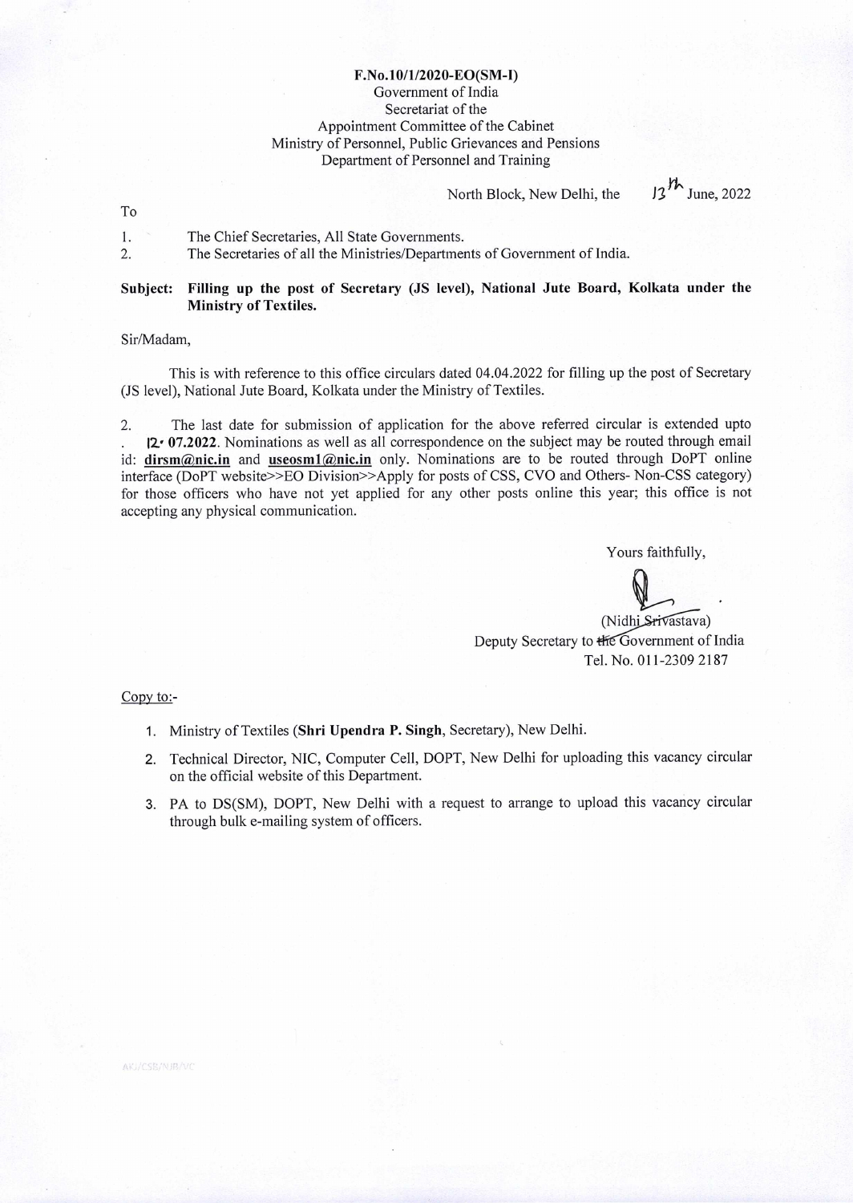**F.No.10/1/2020-EO(SM-I)**
Government of India
Secretariat of the
Appointment Committee of the Cabinet
Ministry of Personnel, Public Grievances and Pensions
Department of Personnel and Training

North Block, New Delhi, the 13th June, 2022

To

1. The Chief Secretaries, All State Governments.
2. The Secretaries of all the Ministries/Departments of Government of India.

**Subject: Filling up the post of Secretary (JS level), National Jute Board, Kolkata under the Ministry of Textiles.**

Sir/Madam,

This is with reference to this office circulars dated 04.04.2022 for filling up the post of Secretary (JS level), National Jute Board, Kolkata under the Ministry of Textiles.

2. The last date for submission of application for the above referred circular is extended upto **12.07.2022**. Nominations as well as all correspondence on the subject may be routed through email id: **dirsm@nic.in** and **useosm1@nic.in** only. Nominations are to be routed through DoPT online interface (DoPT website>>EO Division>>Apply for posts of CSS, CVO and Others- Non-CSS category) for those officers who have not yet applied for any other posts online this year; this office is not accepting any physical communication.

Yours faithfully,

(Nidhi Srivastava)
Deputy Secretary to the Government of India
Tel. No. 011-2309 2187

Copy to:-

1. Ministry of Textiles (**Shri Upendra P. Singh**, Secretary), New Delhi.
2. Technical Director, NIC, Computer Cell, DOPT, New Delhi for uploading this vacancy circular on the official website of this Department.
3. PA to DS(SM), DOPT, New Delhi with a request to arrange to upload this vacancy circular through bulk e-mailing system of officers.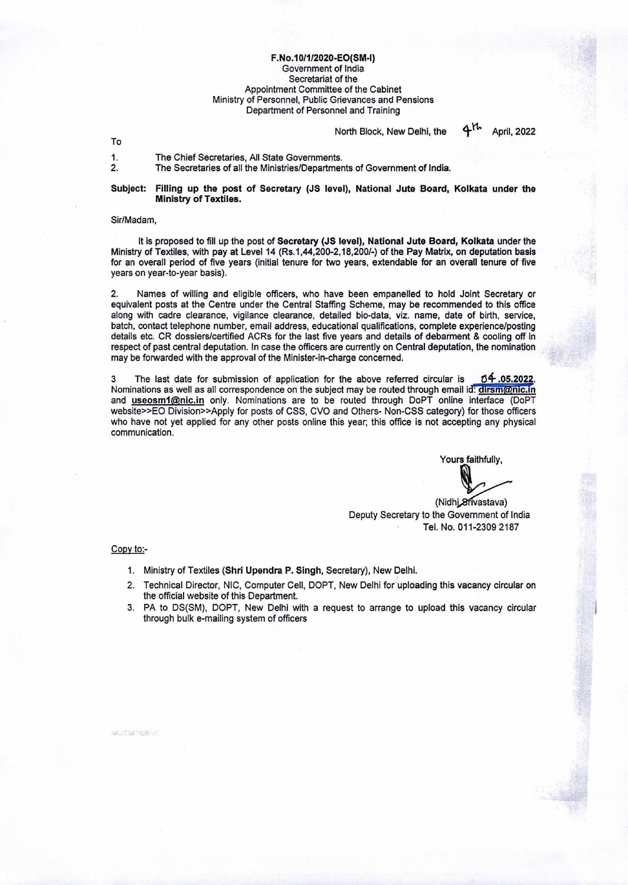**F.No.10/1/2020-EO(SM-I)**
Government of India
Secretariat of the
Appointment Committee of the Cabinet
Ministry of Personnel, Public Grievances and Pensions
Department of Personnel and Training

North Block, New Delhi, the 4th April, 2022

To

1. The Chief Secretaries, All State Governments.
2. The Secretaries of all the Ministries/Departments of Government of India.

**Subject: Filling up the post of Secretary (JS level), National Jute Board, Kolkata under the Ministry of Textiles.**

Sir/Madam,

It is proposed to fill up the post of **Secretary (JS level), National Jute Board, Kolkata** under the Ministry of Textiles, with pay at Level 14 (Rs.1,44,200-2,18,200/-) of the Pay Matrix, on deputation basis for an overall period of five years (initial tenure for two years, extendable for an overall tenure of five years on year-to-year basis).

2. Names of willing and eligible officers, who have been empanelled to hold Joint Secretary or equivalent posts at the Centre under the Central Staffing Scheme, may be recommended to this office along with cadre clearance, vigilance clearance, detailed bio-data, viz. name, date of birth, service, batch, contact telephone number, email address, educational qualifications, complete experience/posting details etc. CR dossiers/certified ACRs for the last five years and details of debarment & cooling off in respect of past central deputation. In case the officers are currently on Central deputation, the nomination may be forwarded with the approval of the Minister-in-charge concerned.

3 The last date for submission of application for the above referred circular is **04.05.2022**. Nominations as well as all correspondence on the subject may be routed through email id: **dirsm@nic.in** and **useosm1@nic.in** only. Nominations are to be routed through DoPT online interface (DoPT website>>EO Division>>Apply for posts of CSS, CVO and Others- Non-CSS category) for those officers who have not yet applied for any other posts online this year; this office is not accepting any physical communication.

Yours faithfully,

(Nidhi Srivastava)
Deputy Secretary to the Government of India
Tel. No. 011-2309 2187

Copy to:-

1. Ministry of Textiles (**Shri Upendra P. Singh**, Secretary), New Delhi.
2. Technical Director, NIC, Computer Cell, DOPT, New Delhi for uploading this vacancy circular on the official website of this Department.
3. PA to DS(SM), DOPT, New Delhi with a request to arrange to upload this vacancy circular through bulk e-mailing system of officers